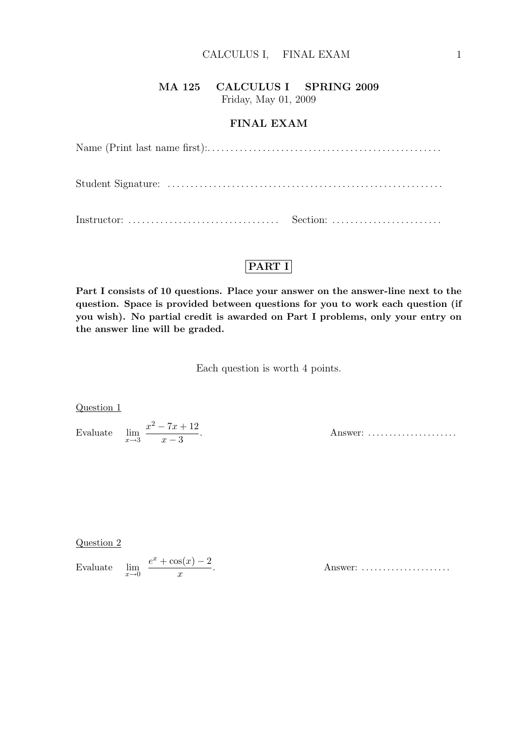# MA 125 CALCULUS I SPRING 2009

Friday, May 01, 2009

## FINAL EXAM

Name (Print last name first):. . . . . . . . . . . . . . . . . . . . . . . . . . . . . . . . . . . . . . . . . . . . . . . . .

Student Signature: . . . . . . . . . . . . . . . . . . . . . . . . . . . . . . . . . . . . . . . . . . . . . . . . . . . . . . . . . .

Instructor: . . . . . . . . . . . . . . . . . . . . . . . . . . . . . . . . Section: . . . . . . . . . . . . . . . . . . . . . . . .

## PART I

**Part I consists of 10 questions. Place your answer on the answer-line next to the question. Space is provided between questions for you to work each question (if you wish). No partial credit is awarded on Part I problems, only your entry on the answer line will be graded.**

Each question is worth 4 points.

Question 1

Evaluate $\lim_{x \to 3} \dfrac{x^2 - 7x + 12}{x - 3}$.

Answer: . . . . . . . . . . . . . . . . . . . .

Question 2

Evaluate $\lim_{x \to 0} \dfrac{e^x + \cos(x) - 2}{x}$.

Answer: . . . . . . . . . . . . . . . . . . . .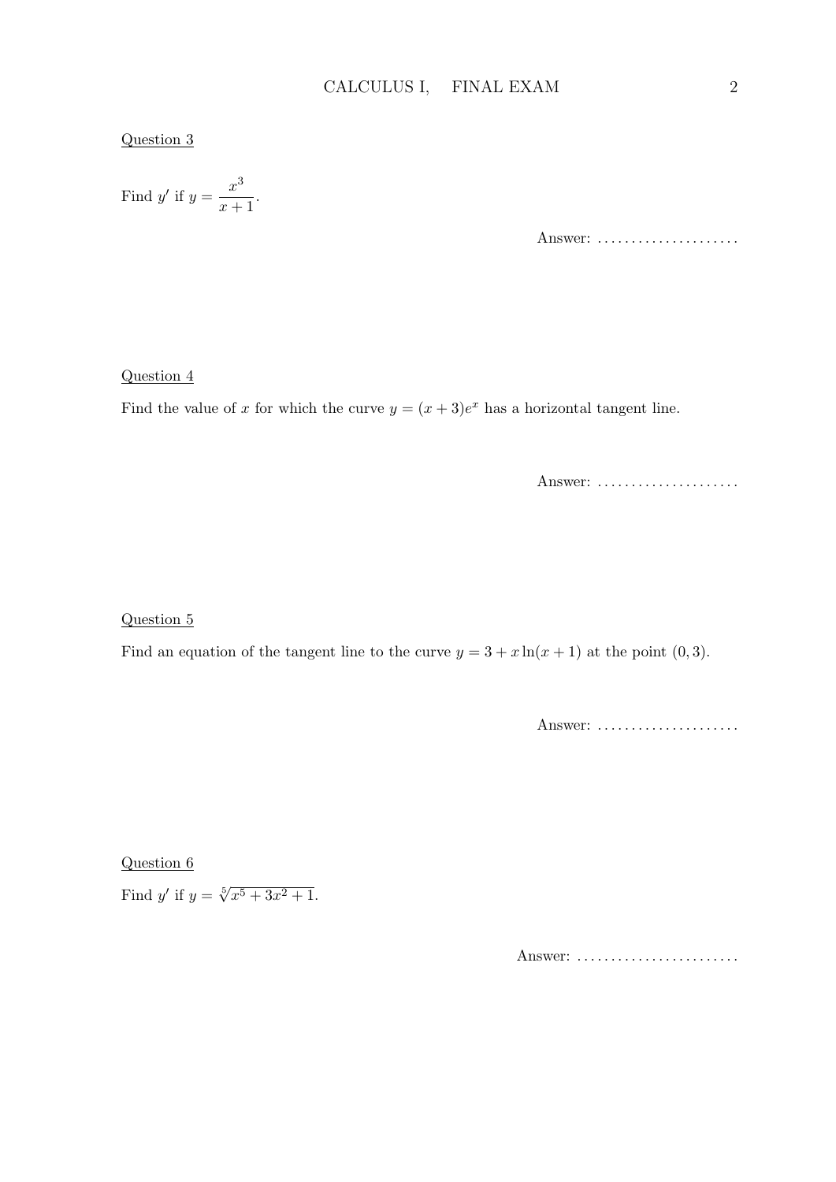Question 3

Find $y'$ if $y = \dfrac{x^3}{x+1}$.

Answer: .....................

Question 4

Find the value of $x$ for which the curve $y = (x+3)e^x$ has a horizontal tangent line.

Answer: .....................

Question 5

Find an equation of the tangent line to the curve $y = 3 + x\ln(x+1)$ at the point $(0, 3)$.

Answer: .....................

Question 6

Find $y'$ if $y = \sqrt[5]{x^5 + 3x^2 + 1}$.

Answer: ........................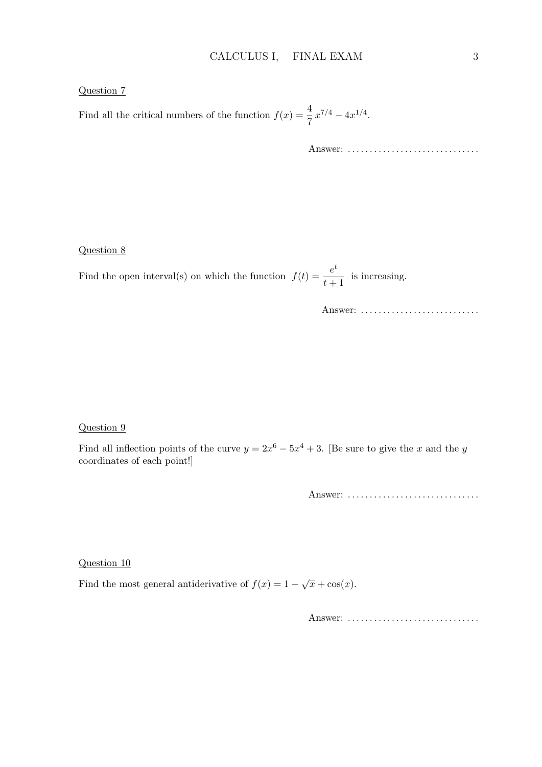Question 7

Find all the critical numbers of the function $f(x) = \frac{4}{7}\,x^{7/4} - 4x^{1/4}$.

Answer: ..............................

Question 8

Find the open interval(s) on which the function $f(t) = \frac{e^t}{t+1}$ is increasing.

Answer: ...........................

Question 9

Find all inflection points of the curve $y = 2x^6 - 5x^4 + 3$. [Be sure to give the $x$ and the $y$ coordinates of each point!]

Answer: ..............................

Question 10

Find the most general antiderivative of $f(x) = 1 + \sqrt{x} + \cos(x)$.

Answer: ..............................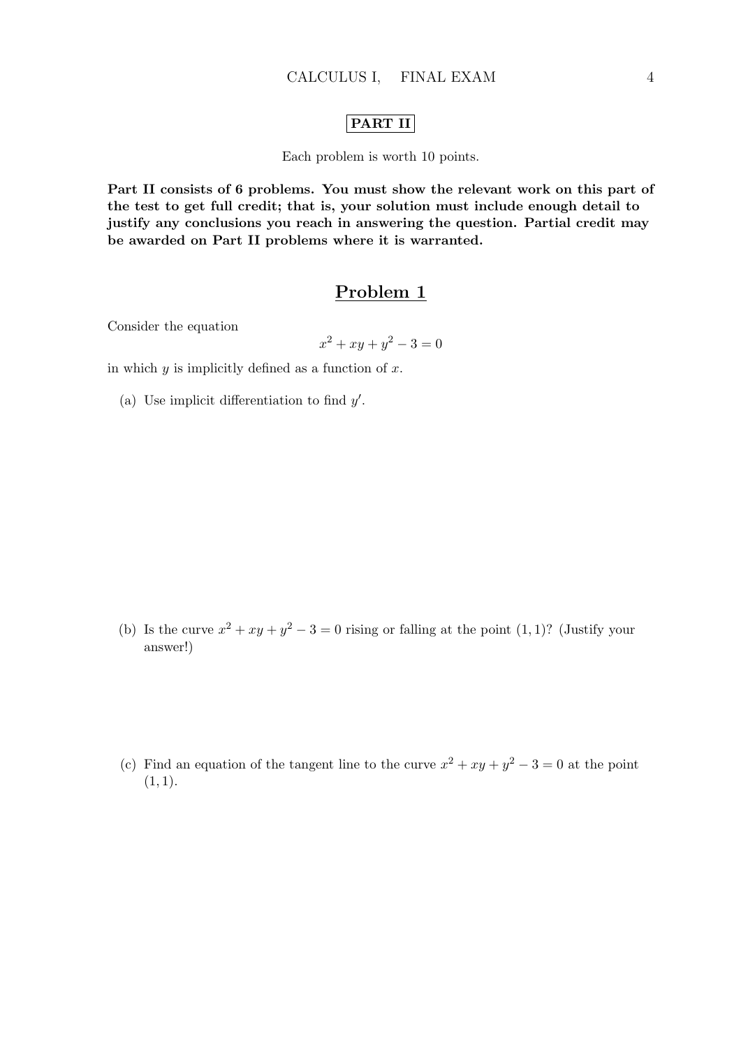## PART II

Each problem is worth 10 points.

**Part II consists of 6 problems. You must show the relevant work on this part of the test to get full credit; that is, your solution must include enough detail to justify any conclusions you reach in answering the question. Partial credit may be awarded on Part II problems where it is warranted.**

## Problem 1

Consider the equation

$$x^2 + xy + y^2 - 3 = 0$$

in which $y$ is implicitly defined as a function of $x$.

(a) Use implicit differentiation to find $y'$.

(b) Is the curve $x^2 + xy + y^2 - 3 = 0$ rising or falling at the point $(1, 1)$? (Justify your answer!)

(c) Find an equation of the tangent line to the curve $x^2 + xy + y^2 - 3 = 0$ at the point $(1, 1)$.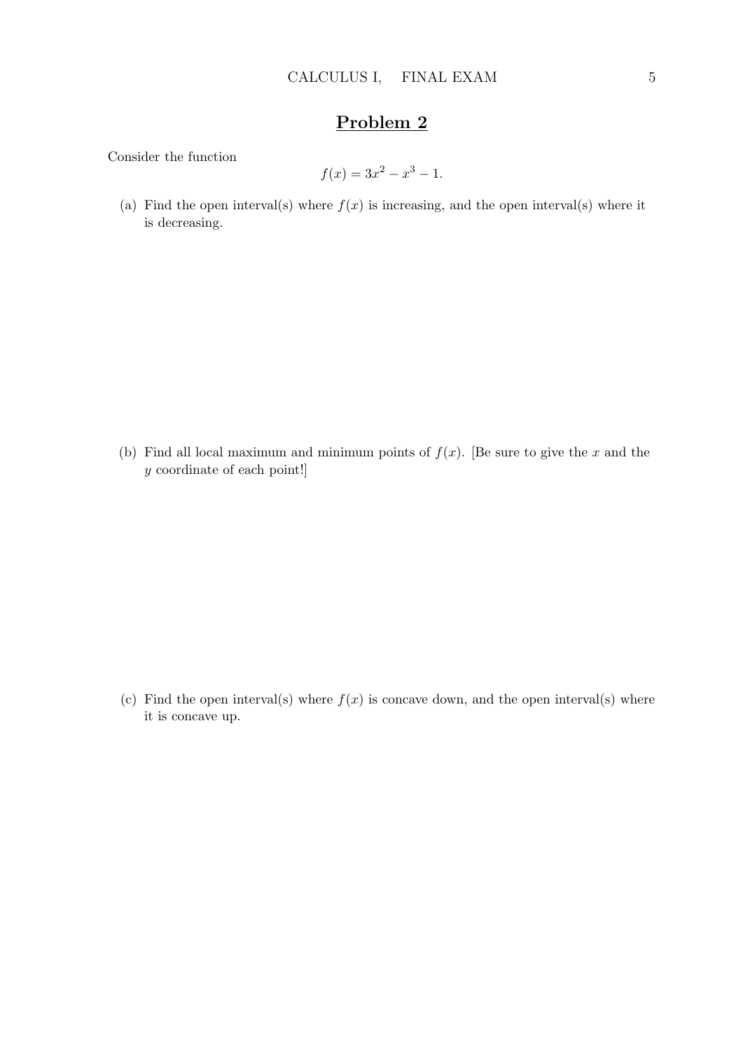## Problem 2

Consider the function

$$f(x) = 3x^2 - x^3 - 1.$$

(a) Find the open interval(s) where $f(x)$ is increasing, and the open interval(s) where it is decreasing.

(b) Find all local maximum and minimum points of $f(x)$. [Be sure to give the $x$ and the $y$ coordinate of each point!]

(c) Find the open interval(s) where $f(x)$ is concave down, and the open interval(s) where it is concave up.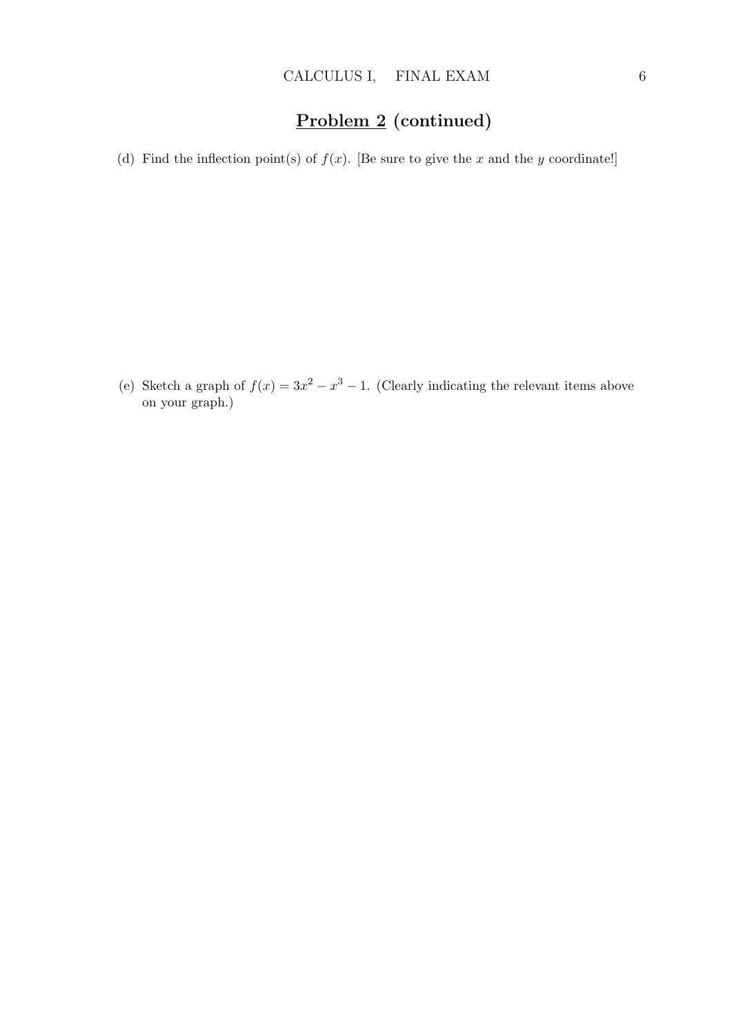## **Problem 2** (continued)

(d) Find the inflection point(s) of $f(x)$. [Be sure to give the $x$ and the $y$ coordinate!]

(e) Sketch a graph of $f(x) = 3x^2 - x^3 - 1$. (Clearly indicating the relevant items above on your graph.)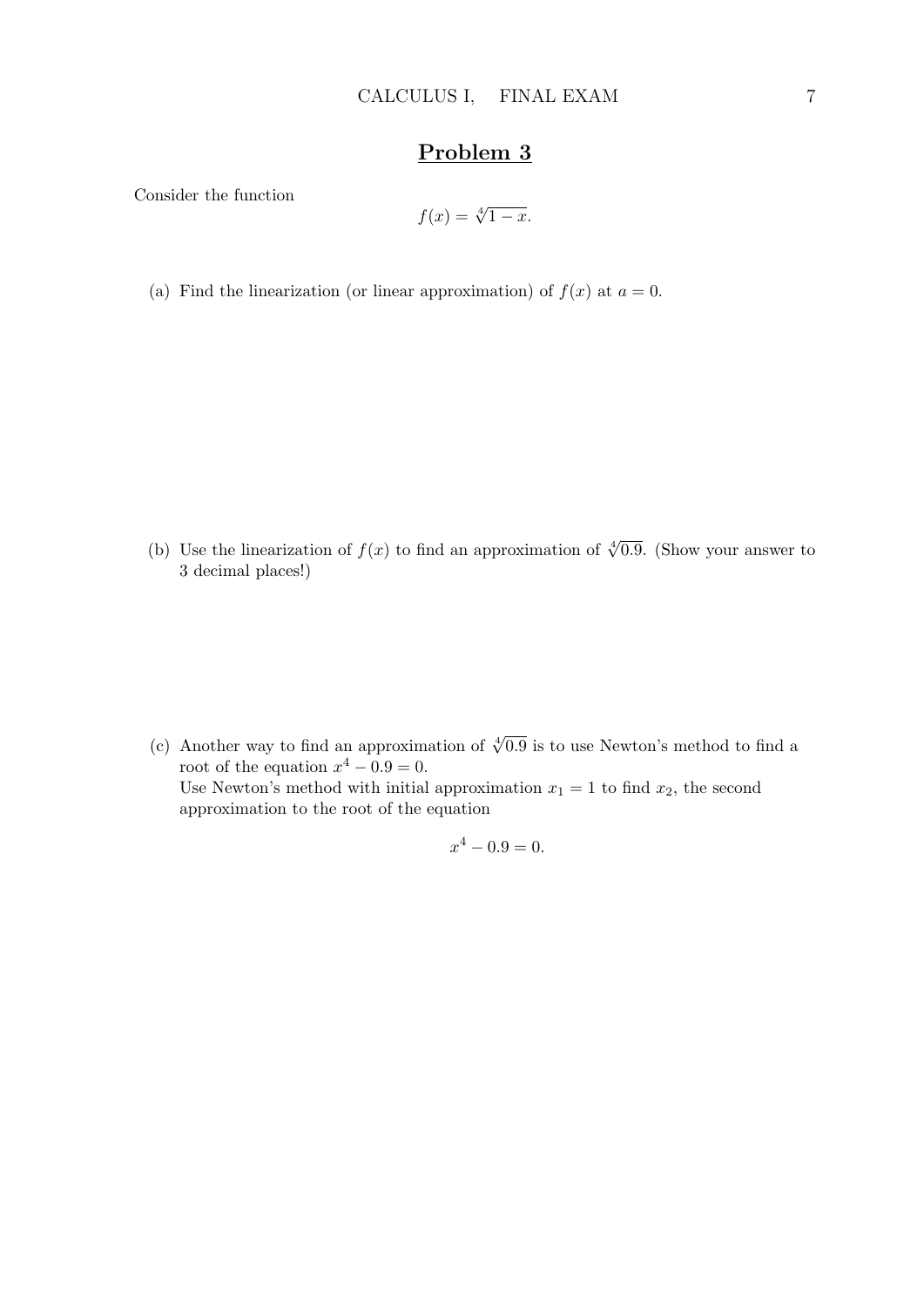## Problem 3

Consider the function

$$f(x) = \sqrt[4]{1-x}.$$

(a) Find the linearization (or linear approximation) of $f(x)$ at $a = 0$.

(b) Use the linearization of $f(x)$ to find an approximation of $\sqrt[4]{0.9}$. (Show your answer to 3 decimal places!)

(c) Another way to find an approximation of $\sqrt[4]{0.9}$ is to use Newton's method to find a root of the equation $x^4 - 0.9 = 0$.
Use Newton's method with initial approximation $x_1 = 1$ to find $x_2$, the second approximation to the root of the equation

$$x^4 - 0.9 = 0.$$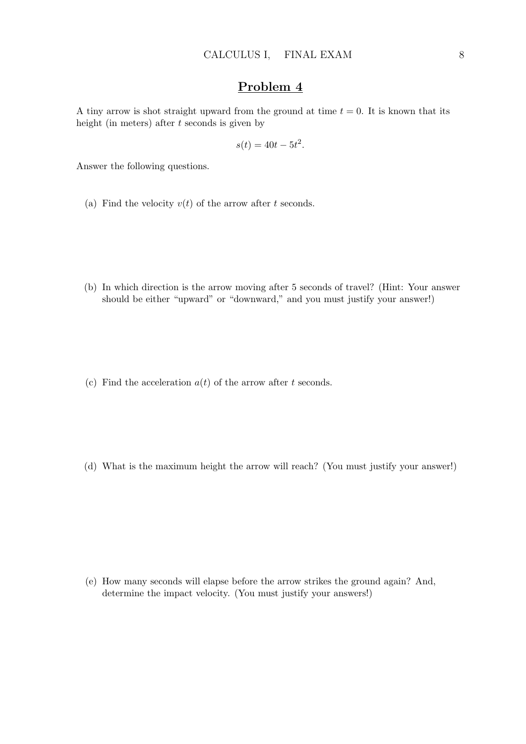## Problem 4

A tiny arrow is shot straight upward from the ground at time $t = 0$. It is known that its height (in meters) after $t$ seconds is given by

$$s(t) = 40t - 5t^2.$$

Answer the following questions.

(a) Find the velocity $v(t)$ of the arrow after $t$ seconds.

(b) In which direction is the arrow moving after 5 seconds of travel? (Hint: Your answer should be either "upward" or "downward," and you must justify your answer!)

(c) Find the acceleration $a(t)$ of the arrow after $t$ seconds.

(d) What is the maximum height the arrow will reach? (You must justify your answer!)

(e) How many seconds will elapse before the arrow strikes the ground again? And, determine the impact velocity. (You must justify your answers!)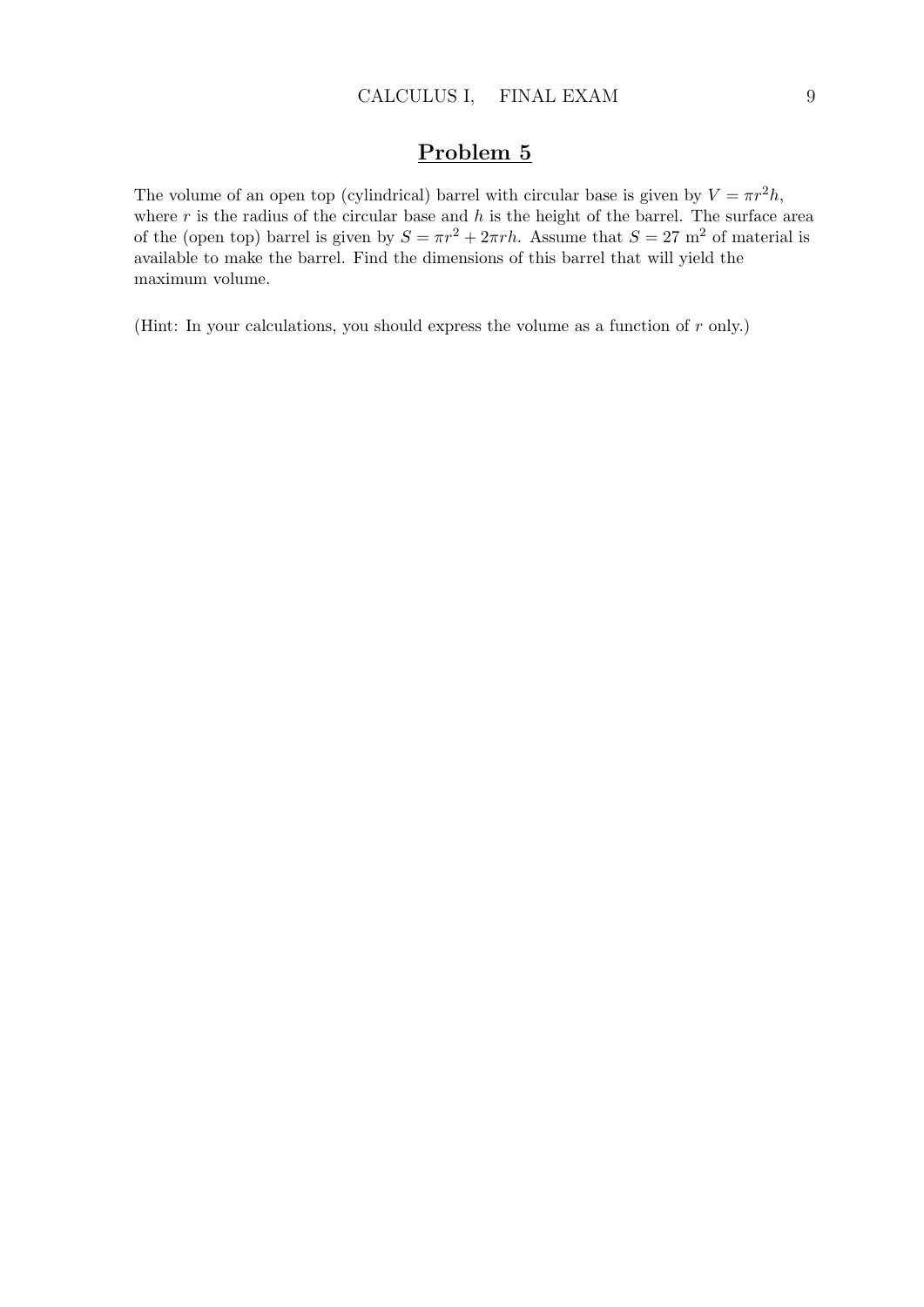## Problem 5

The volume of an open top (cylindrical) barrel with circular base is given by $V = \pi r^2 h$, where $r$ is the radius of the circular base and $h$ is the height of the barrel. The surface area of the (open top) barrel is given by $S = \pi r^2 + 2\pi r h$. Assume that $S = 27$ m$^2$ of material is available to make the barrel. Find the dimensions of this barrel that will yield the maximum volume.

(Hint: In your calculations, you should express the volume as a function of $r$ only.)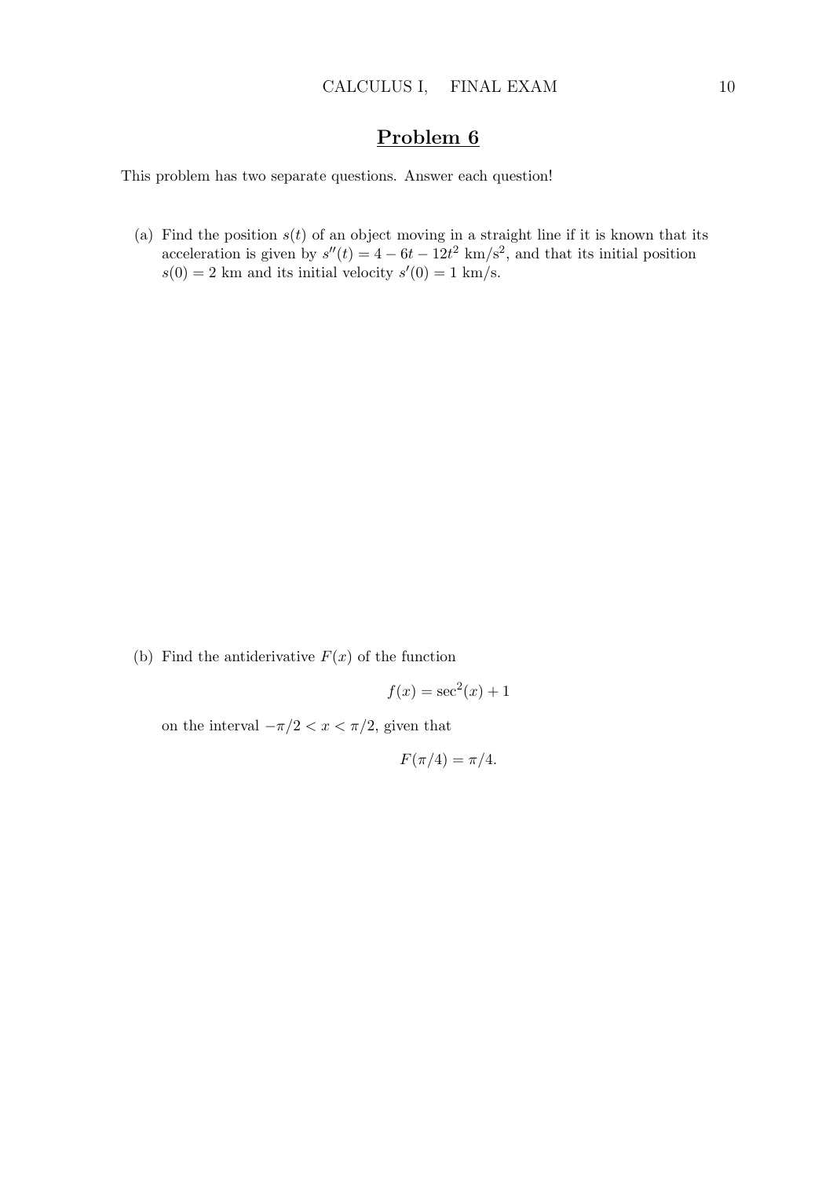## Problem 6

This problem has two separate questions. Answer each question!

(a) Find the position $s(t)$ of an object moving in a straight line if it is known that its acceleration is given by $s''(t) = 4 - 6t - 12t^2$ km/s$^2$, and that its initial position $s(0) = 2$ km and its initial velocity $s'(0) = 1$ km/s.

(b) Find the antiderivative $F(x)$ of the function

$$f(x) = \sec^2(x) + 1$$

on the interval $-\pi/2 < x < \pi/2$, given that

$$F(\pi/4) = \pi/4.$$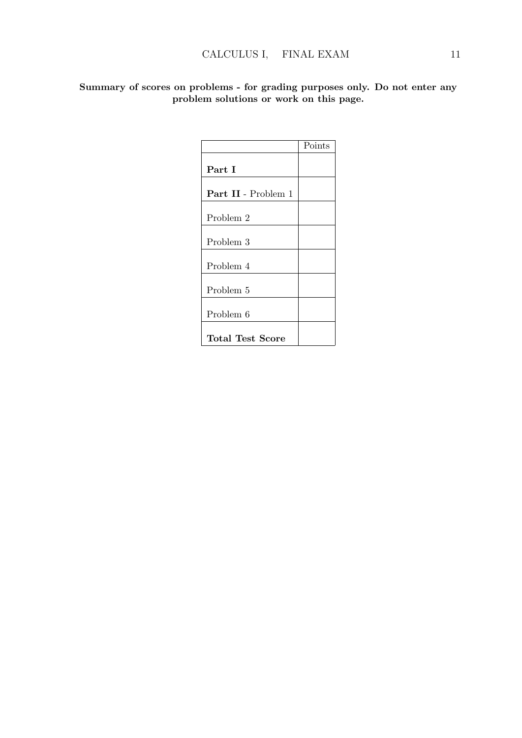**Summary of scores on problems - for grading purposes only. Do not enter any problem solutions or work on this page.**

| | Points |
|---|---|
| **Part I** | |
| **Part II** - Problem 1 | |
| Problem 2 | |
| Problem 3 | |
| Problem 4 | |
| Problem 5 | |
| Problem 6 | |
| **Total Test Score** | |